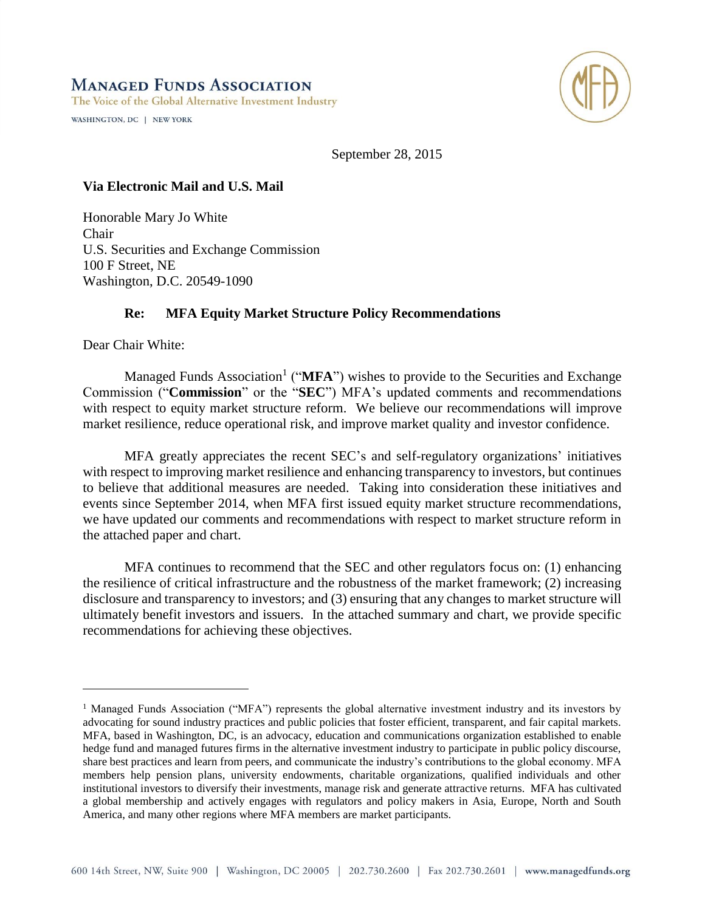**Managed Funds Association**

The Voice of the Global Alternative Investment Industry

WASHINGTON, DC | NEW YORK

September 28, 2015

**Via Electronic Mail and U.S. Mail**

Honorable Mary Jo White
Chair
U.S. Securities and Exchange Commission
100 F Street, NE
Washington, D.C. 20549-1090

**Re: MFA Equity Market Structure Policy Recommendations**

Dear Chair White:

Managed Funds Association[1] ("**MFA**") wishes to provide to the Securities and Exchange Commission ("**Commission**" or the "**SEC**") MFA's updated comments and recommendations with respect to equity market structure reform. We believe our recommendations will improve market resilience, reduce operational risk, and improve market quality and investor confidence.

MFA greatly appreciates the recent SEC's and self-regulatory organizations' initiatives with respect to improving market resilience and enhancing transparency to investors, but continues to believe that additional measures are needed. Taking into consideration these initiatives and events since September 2014, when MFA first issued equity market structure recommendations, we have updated our comments and recommendations with respect to market structure reform in the attached paper and chart.

MFA continues to recommend that the SEC and other regulators focus on: (1) enhancing the resilience of critical infrastructure and the robustness of the market framework; (2) increasing disclosure and transparency to investors; and (3) ensuring that any changes to market structure will ultimately benefit investors and issuers. In the attached summary and chart, we provide specific recommendations for achieving these objectives.

---

[1] Managed Funds Association ("MFA") represents the global alternative investment industry and its investors by advocating for sound industry practices and public policies that foster efficient, transparent, and fair capital markets. MFA, based in Washington, DC, is an advocacy, education and communications organization established to enable hedge fund and managed futures firms in the alternative investment industry to participate in public policy discourse, share best practices and learn from peers, and communicate the industry's contributions to the global economy. MFA members help pension plans, university endowments, charitable organizations, qualified individuals and other institutional investors to diversify their investments, manage risk and generate attractive returns. MFA has cultivated a global membership and actively engages with regulators and policy makers in Asia, Europe, North and South America, and many other regions where MFA members are market participants.

600 14th Street, NW, Suite 900 | Washington, DC 20005 | 202.730.2600 | Fax 202.730.2601 | www.managedfunds.org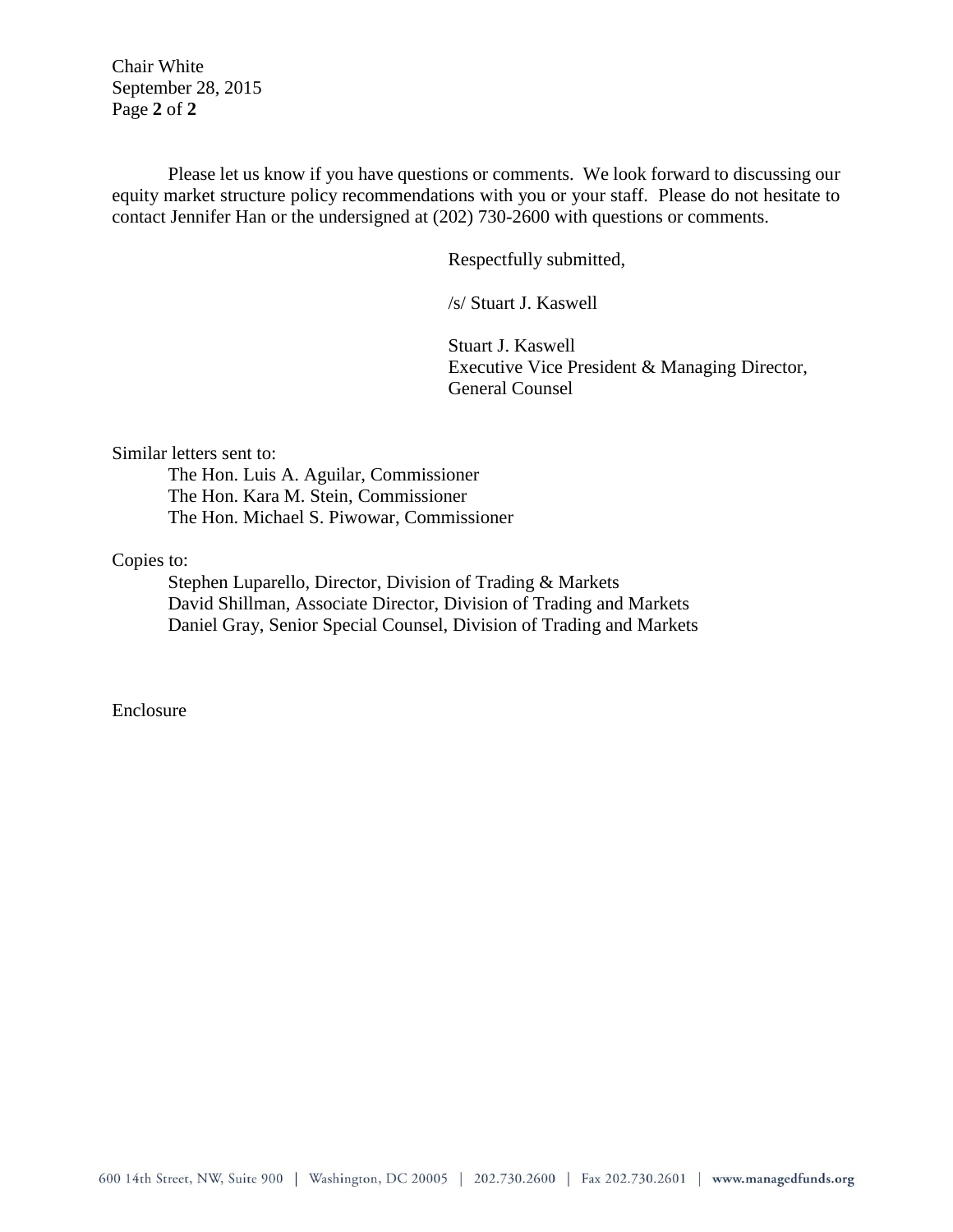Please let us know if you have questions or comments. We look forward to discussing our equity market structure policy recommendations with you or your staff. Please do not hesitate to contact Jennifer Han or the undersigned at (202) 730-2600 with questions or comments.

Respectfully submitted,

/s/ Stuart J. Kaswell

Stuart J. Kaswell
Executive Vice President & Managing Director,
General Counsel

Similar letters sent to:

The Hon. Luis A. Aguilar, Commissioner
The Hon. Kara M. Stein, Commissioner
The Hon. Michael S. Piwowar, Commissioner

Copies to:

Stephen Luparello, Director, Division of Trading & Markets
David Shillman, Associate Director, Division of Trading and Markets
Daniel Gray, Senior Special Counsel, Division of Trading and Markets

Enclosure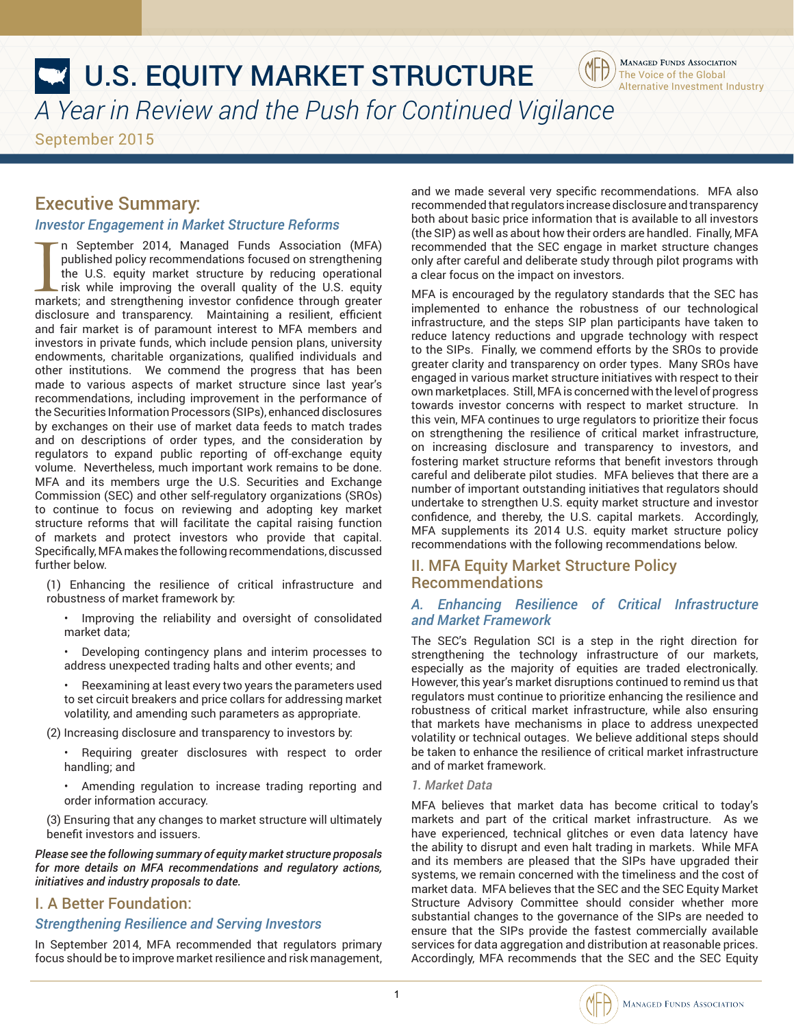# U.S. EQUITY MARKET STRUCTURE

*A Year in Review and the Push for Continued Vigilance*

September 2015

## Executive Summary:

### *Investor Engagement in Market Structure Reforms*

In September 2014, Managed Funds Association (MFA) published policy recommendations focused on strengthening the U.S. equity market structure by reducing operational risk while improving the overall quality of the U.S. equity markets; and strengthening investor confidence through greater disclosure and transparency. Maintaining a resilient, efficient and fair market is of paramount interest to MFA members and investors in private funds, which include pension plans, university endowments, charitable organizations, qualified individuals and other institutions. We commend the progress that has been made to various aspects of market structure since last year's recommendations, including improvement in the performance of the Securities Information Processors (SIPs), enhanced disclosures by exchanges on their use of market data feeds to match trades and on descriptions of order types, and the consideration by regulators to expand public reporting of off-exchange equity volume. Nevertheless, much important work remains to be done. MFA and its members urge the U.S. Securities and Exchange Commission (SEC) and other self-regulatory organizations (SROs) to continue to focus on reviewing and adopting key market structure reforms that will facilitate the capital raising function of markets and protect investors who provide that capital. Specifically, MFA makes the following recommendations, discussed further below.

(1) Enhancing the resilience of critical infrastructure and robustness of market framework by:

- Improving the reliability and oversight of consolidated market data;
- Developing contingency plans and interim processes to address unexpected trading halts and other events; and
- Reexamining at least every two years the parameters used to set circuit breakers and price collars for addressing market volatility, and amending such parameters as appropriate.

(2) Increasing disclosure and transparency to investors by:

- Requiring greater disclosures with respect to order handling; and
- Amending regulation to increase trading reporting and order information accuracy.

(3) Ensuring that any changes to market structure will ultimately benefit investors and issuers.

***Please see the following summary of equity market structure proposals for more details on MFA recommendations and regulatory actions, initiatives and industry proposals to date.***

## I. A Better Foundation:

### *Strengthening Resilience and Serving Investors*

In September 2014, MFA recommended that regulators primary focus should be to improve market resilience and risk management, and we made several very specific recommendations. MFA also recommended that regulators increase disclosure and transparency both about basic price information that is available to all investors (the SIP) as well as about how their orders are handled. Finally, MFA recommended that the SEC engage in market structure changes only after careful and deliberate study through pilot programs with a clear focus on the impact on investors.

MFA is encouraged by the regulatory standards that the SEC has implemented to enhance the robustness of our technological infrastructure, and the steps SIP plan participants have taken to reduce latency reductions and upgrade technology with respect to the SIPs. Finally, we commend efforts by the SROs to provide greater clarity and transparency on order types. Many SROs have engaged in various market structure initiatives with respect to their own marketplaces. Still, MFA is concerned with the level of progress towards investor concerns with respect to market structure. In this vein, MFA continues to urge regulators to prioritize their focus on strengthening the resilience of critical market infrastructure, on increasing disclosure and transparency to investors, and fostering market structure reforms that benefit investors through careful and deliberate pilot studies. MFA believes that there are a number of important outstanding initiatives that regulators should undertake to strengthen U.S. equity market structure and investor confidence, and thereby, the U.S. capital markets. Accordingly, MFA supplements its 2014 U.S. equity market structure policy recommendations with the following recommendations below.

## II. MFA Equity Market Structure Policy Recommendations

### *A. Enhancing Resilience of Critical Infrastructure and Market Framework*

The SEC's Regulation SCI is a step in the right direction for strengthening the technology infrastructure of our markets, especially as the majority of equities are traded electronically. However, this year's market disruptions continued to remind us that regulators must continue to prioritize enhancing the resilience and robustness of critical market infrastructure, while also ensuring that markets have mechanisms in place to address unexpected volatility or technical outages. We believe additional steps should be taken to enhance the resilience of critical market infrastructure and of market framework.

#### *1. Market Data*

MFA believes that market data has become critical to today's markets and part of the critical market infrastructure. As we have experienced, technical glitches or even data latency have the ability to disrupt and even halt trading in markets. While MFA and its members are pleased that the SIPs have upgraded their systems, we remain concerned with the timeliness and the cost of market data. MFA believes that the SEC and the SEC Equity Market Structure Advisory Committee should consider whether more substantial changes to the governance of the SIPs are needed to ensure that the SIPs provide the fastest commercially available services for data aggregation and distribution at reasonable prices. Accordingly, MFA recommends that the SEC and the SEC Equity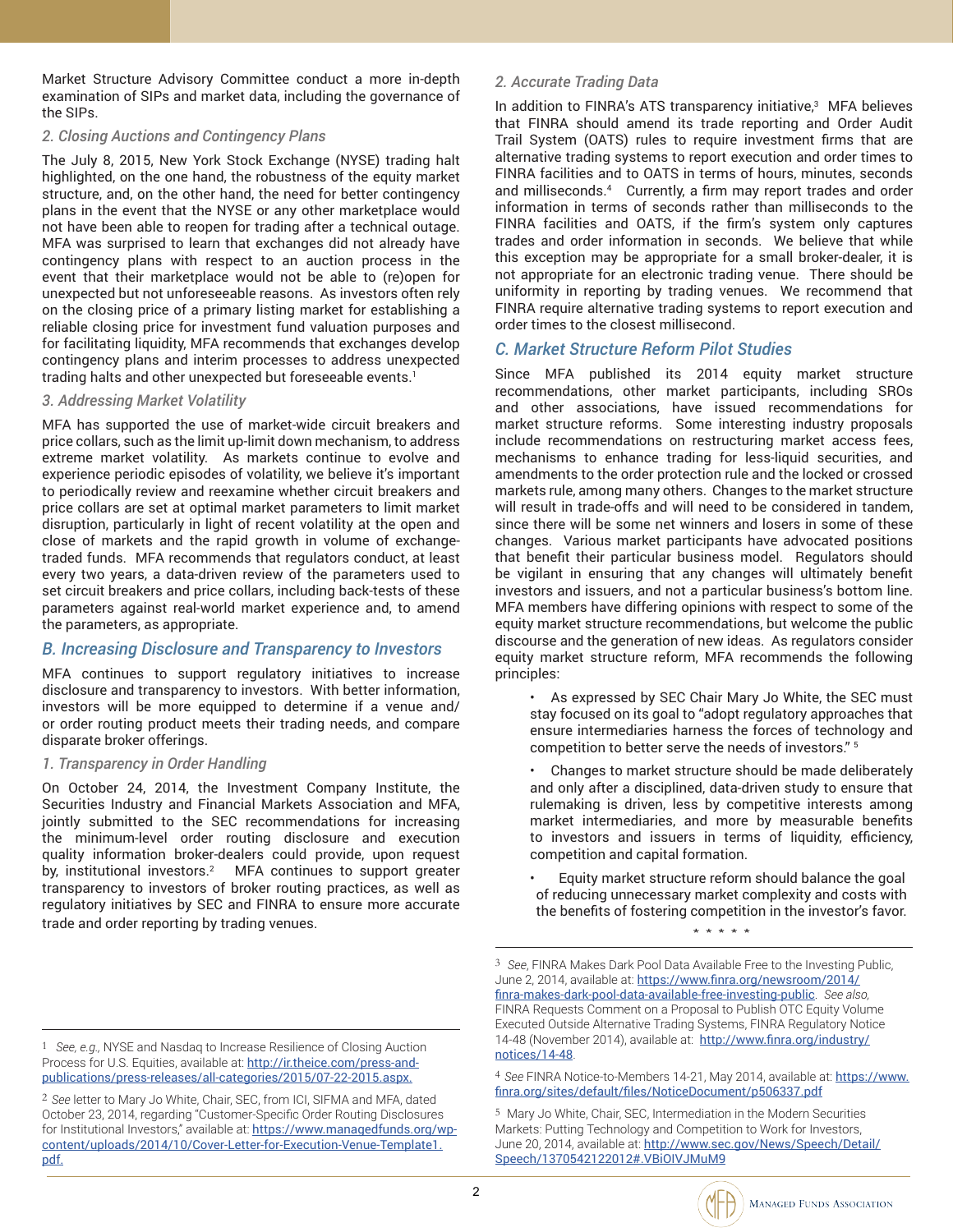Market Structure Advisory Committee conduct a more in-depth examination of SIPs and market data, including the governance of the SIPs.

### *2. Closing Auctions and Contingency Plans*

The July 8, 2015, New York Stock Exchange (NYSE) trading halt highlighted, on the one hand, the robustness of the equity market structure, and, on the other hand, the need for better contingency plans in the event that the NYSE or any other marketplace would not have been able to reopen for trading after a technical outage. MFA was surprised to learn that exchanges did not already have contingency plans with respect to an auction process in the event that their marketplace would not be able to (re)open for unexpected but not unforeseeable reasons. As investors often rely on the closing price of a primary listing market for establishing a reliable closing price for investment fund valuation purposes and for facilitating liquidity, MFA recommends that exchanges develop contingency plans and interim processes to address unexpected trading halts and other unexpected but foreseeable events.[1]

### *3. Addressing Market Volatility*

MFA has supported the use of market-wide circuit breakers and price collars, such as the limit up-limit down mechanism, to address extreme market volatility. As markets continue to evolve and experience periodic episodes of volatility, we believe it's important to periodically review and reexamine whether circuit breakers and price collars are set at optimal market parameters to limit market disruption, particularly in light of recent volatility at the open and close of markets and the rapid growth in volume of exchange-traded funds. MFA recommends that regulators conduct, at least every two years, a data-driven review of the parameters used to set circuit breakers and price collars, including back-tests of these parameters against real-world market experience and, to amend the parameters, as appropriate.

## *B. Increasing Disclosure and Transparency to Investors*

MFA continues to support regulatory initiatives to increase disclosure and transparency to investors. With better information, investors will be more equipped to determine if a venue and/or order routing product meets their trading needs, and compare disparate broker offerings.

### *1. Transparency in Order Handling*

On October 24, 2014, the Investment Company Institute, the Securities Industry and Financial Markets Association and MFA, jointly submitted to the SEC recommendations for increasing the minimum-level order routing disclosure and execution quality information broker-dealers could provide, upon request by, institutional investors.[2] MFA continues to support greater transparency to investors of broker routing practices, as well as regulatory initiatives by SEC and FINRA to ensure more accurate trade and order reporting by trading venues.

### *2. Accurate Trading Data*

In addition to FINRA's ATS transparency initiative,[3] MFA believes that FINRA should amend its trade reporting and Order Audit Trail System (OATS) rules to require investment firms that are alternative trading systems to report execution and order times to FINRA facilities and to OATS in terms of hours, minutes, seconds and milliseconds.[4] Currently, a firm may report trades and order information in terms of seconds rather than milliseconds to the FINRA facilities and OATS, if the firm's system only captures trades and order information in seconds. We believe that while this exception may be appropriate for a small broker-dealer, it is not appropriate for an electronic trading venue. There should be uniformity in reporting by trading venues. We recommend that FINRA require alternative trading systems to report execution and order times to the closest millisecond.

## *C. Market Structure Reform Pilot Studies*

Since MFA published its 2014 equity market structure recommendations, other market participants, including SROs and other associations, have issued recommendations for market structure reforms. Some interesting industry proposals include recommendations on restructuring market access fees, mechanisms to enhance trading for less-liquid securities, and amendments to the order protection rule and the locked or crossed markets rule, among many others. Changes to the market structure will result in trade-offs and will need to be considered in tandem, since there will be some net winners and losers in some of these changes. Various market participants have advocated positions that benefit their particular business model. Regulators should be vigilant in ensuring that any changes will ultimately benefit investors and issuers, and not a particular business's bottom line. MFA members have differing opinions with respect to some of the equity market structure recommendations, but welcome the public discourse and the generation of new ideas. As regulators consider equity market structure reform, MFA recommends the following principles:

- As expressed by SEC Chair Mary Jo White, the SEC must stay focused on its goal to "adopt regulatory approaches that ensure intermediaries harness the forces of technology and competition to better serve the needs of investors."[5]
- Changes to market structure should be made deliberately and only after a disciplined, data-driven study to ensure that rulemaking is driven, less by competitive interests among market intermediaries, and more by measurable benefits to investors and issuers in terms of liquidity, efficiency, competition and capital formation.
- Equity market structure reform should balance the goal of reducing unnecessary market complexity and costs with the benefits of fostering competition in the investor's favor.

\* \* \* \* \*

---

[1] *See, e.g.,* NYSE and Nasdaq to Increase Resilience of Closing Auction Process for U.S. Equities, available at: http://ir.theice.com/press-and-publications/press-releases/all-categories/2015/07-22-2015.aspx.

[2] *See* letter to Mary Jo White, Chair, SEC, from ICI, SIFMA and MFA, dated October 23, 2014, regarding "Customer-Specific Order Routing Disclosures for Institutional Investors," available at: https://www.managedfunds.org/wp-content/uploads/2014/10/Cover-Letter-for-Execution-Venue-Template1.pdf.

[3] *See*, FINRA Makes Dark Pool Data Available Free to the Investing Public, June 2, 2014, available at: https://www.finra.org/newsroom/2014/finra-makes-dark-pool-data-available-free-investing-public. *See also,* FINRA Requests Comment on a Proposal to Publish OTC Equity Volume Executed Outside Alternative Trading Systems, FINRA Regulatory Notice 14-48 (November 2014), available at: http://www.finra.org/industry/notices/14-48.

[4] *See* FINRA Notice-to-Members 14-21, May 2014, available at: https://www.finra.org/sites/default/files/NoticeDocument/p506337.pdf

[5] Mary Jo White, Chair, SEC, Intermediation in the Modern Securities Markets: Putting Technology and Competition to Work for Investors, June 20, 2014, available at: http://www.sec.gov/News/Speech/Detail/Speech/1370542122012#.VBiOIVJMuM9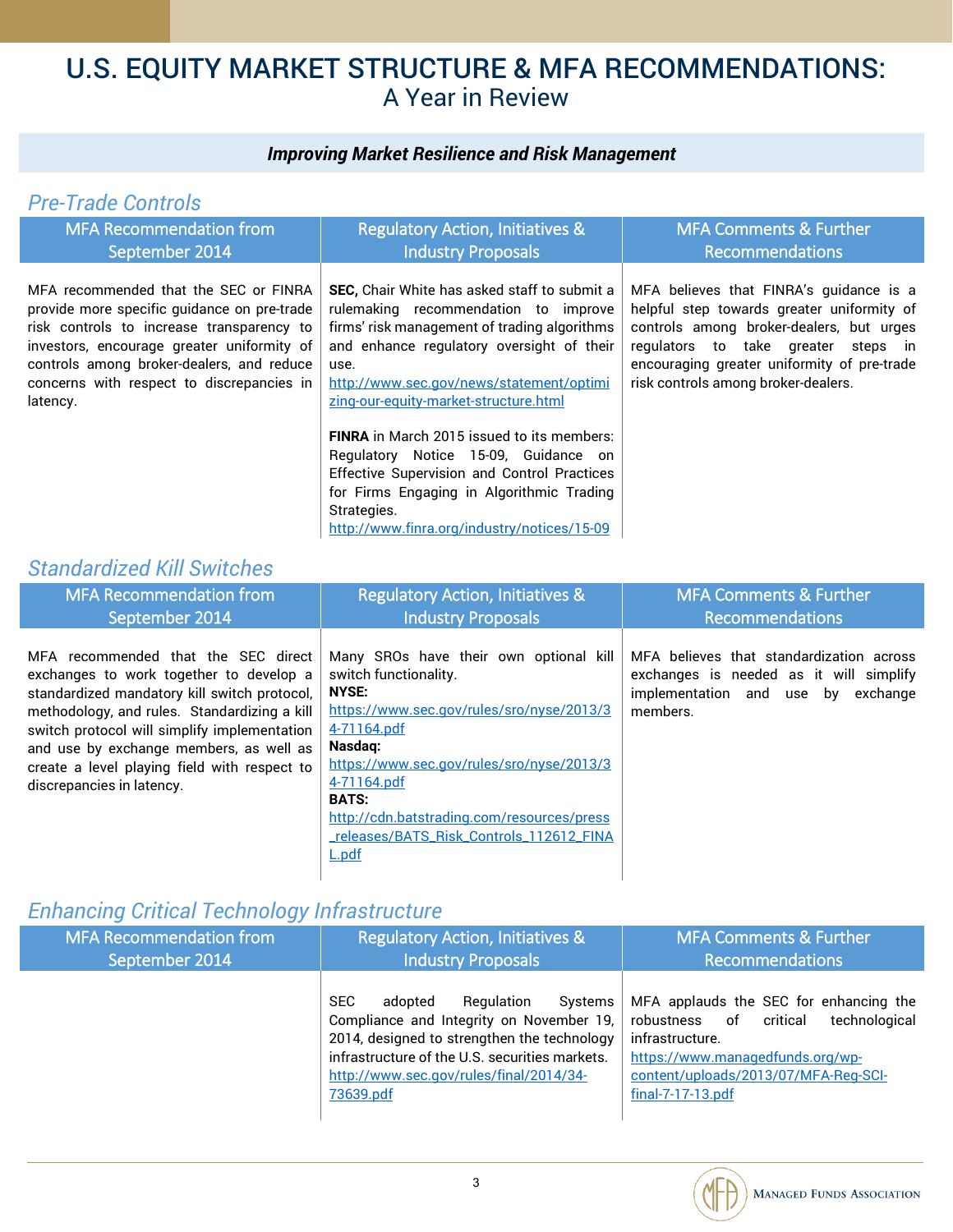# U.S. EQUITY MARKET STRUCTURE & MFA RECOMMENDATIONS:
## A Year in Review

### *Improving Market Resilience and Risk Management*

### *Pre-Trade Controls*

| MFA Recommendation from September 2014 | Regulatory Action, Initiatives & Industry Proposals | MFA Comments & Further Recommendations |
|---|---|---|
| MFA recommended that the SEC or FINRA provide more specific guidance on pre-trade risk controls to increase transparency to investors, encourage greater uniformity of controls among broker-dealers, and reduce concerns with respect to discrepancies in latency. | **SEC,** Chair White has asked staff to submit a rulemaking recommendation to improve firms' risk management of trading algorithms and enhance regulatory oversight of their use. http://www.sec.gov/news/statement/optimizing-our-equity-market-structure.html <br><br> **FINRA** in March 2015 issued to its members: Regulatory Notice 15-09, Guidance on Effective Supervision and Control Practices for Firms Engaging in Algorithmic Trading Strategies. http://www.finra.org/industry/notices/15-09 | MFA believes that FINRA's guidance is a helpful step towards greater uniformity of controls among broker-dealers, but urges regulators to take greater steps in encouraging greater uniformity of pre-trade risk controls among broker-dealers. |

### *Standardized Kill Switches*

| MFA Recommendation from September 2014 | Regulatory Action, Initiatives & Industry Proposals | MFA Comments & Further Recommendations |
|---|---|---|
| MFA recommended that the SEC direct exchanges to work together to develop a standardized mandatory kill switch protocol, methodology, and rules. Standardizing a kill switch protocol will simplify implementation and use by exchange members, as well as create a level playing field with respect to discrepancies in latency. | Many SROs have their own optional kill switch functionality. <br> **NYSE:** https://www.sec.gov/rules/sro/nyse/2013/34-71164.pdf <br> **Nasdaq:** https://www.sec.gov/rules/sro/nyse/2013/34-71164.pdf <br> **BATS:** http://cdn.batstrading.com/resources/press_releases/BATS_Risk_Controls_112612_FINAL.pdf | MFA believes that standardization across exchanges is needed as it will simplify implementation and use by exchange members. |

### *Enhancing Critical Technology Infrastructure*

| MFA Recommendation from September 2014 | Regulatory Action, Initiatives & Industry Proposals | MFA Comments & Further Recommendations |
|---|---|---|
| | SEC adopted Regulation Systems Compliance and Integrity on November 19, 2014, designed to strengthen the technology infrastructure of the U.S. securities markets. http://www.sec.gov/rules/final/2014/34-73639.pdf | MFA applauds the SEC for enhancing the robustness of critical technological infrastructure. https://www.managedfunds.org/wp-content/uploads/2013/07/MFA-Reg-SCI-final-7-17-13.pdf |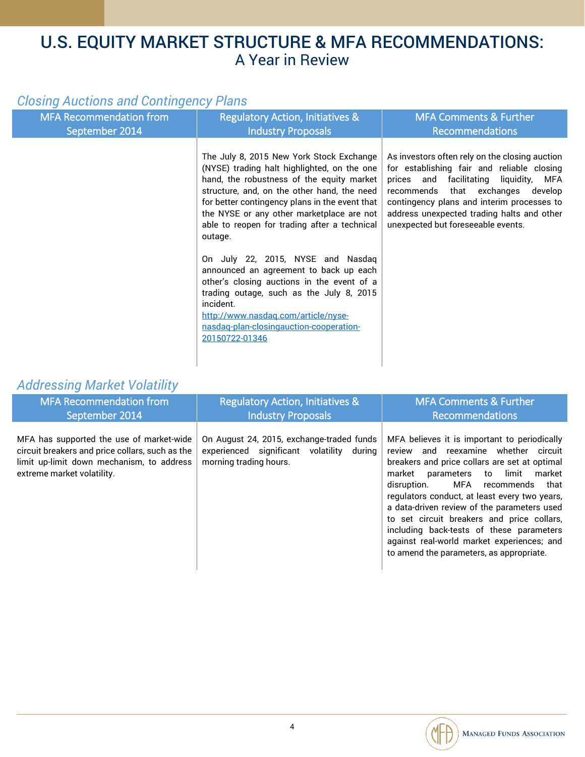# U.S. EQUITY MARKET STRUCTURE & MFA RECOMMENDATIONS:
## A Year in Review

### *Closing Auctions and Contingency Plans*

| MFA Recommendation from September 2014 | Regulatory Action, Initiatives & Industry Proposals | MFA Comments & Further Recommendations |
|---|---|---|
| | The July 8, 2015 New York Stock Exchange (NYSE) trading halt highlighted, on the one hand, the robustness of the equity market structure, and, on the other hand, the need for better contingency plans in the event that the NYSE or any other marketplace are not able to reopen for trading after a technical outage.<br><br>On July 22, 2015, NYSE and Nasdaq announced an agreement to back up each other's closing auctions in the event of a trading outage, such as the July 8, 2015 incident.<br>http://www.nasdaq.com/article/nyse-nasdaq-plan-closingauction-cooperation-20150722-01346 | As investors often rely on the closing auction for establishing fair and reliable closing prices and facilitating liquidity, MFA recommends that exchanges develop contingency plans and interim processes to address unexpected trading halts and other unexpected but foreseeable events. |

### *Addressing Market Volatility*

| MFA Recommendation from September 2014 | Regulatory Action, Initiatives & Industry Proposals | MFA Comments & Further Recommendations |
|---|---|---|
| MFA has supported the use of market-wide circuit breakers and price collars, such as the limit up-limit down mechanism, to address extreme market volatility. | On August 24, 2015, exchange-traded funds experienced significant volatility during morning trading hours. | MFA believes it is important to periodically review and reexamine whether circuit breakers and price collars are set at optimal market parameters to limit market disruption. MFA recommends that regulators conduct, at least every two years, a data-driven review of the parameters used to set circuit breakers and price collars, including back-tests of these parameters against real-world market experiences; and to amend the parameters, as appropriate. |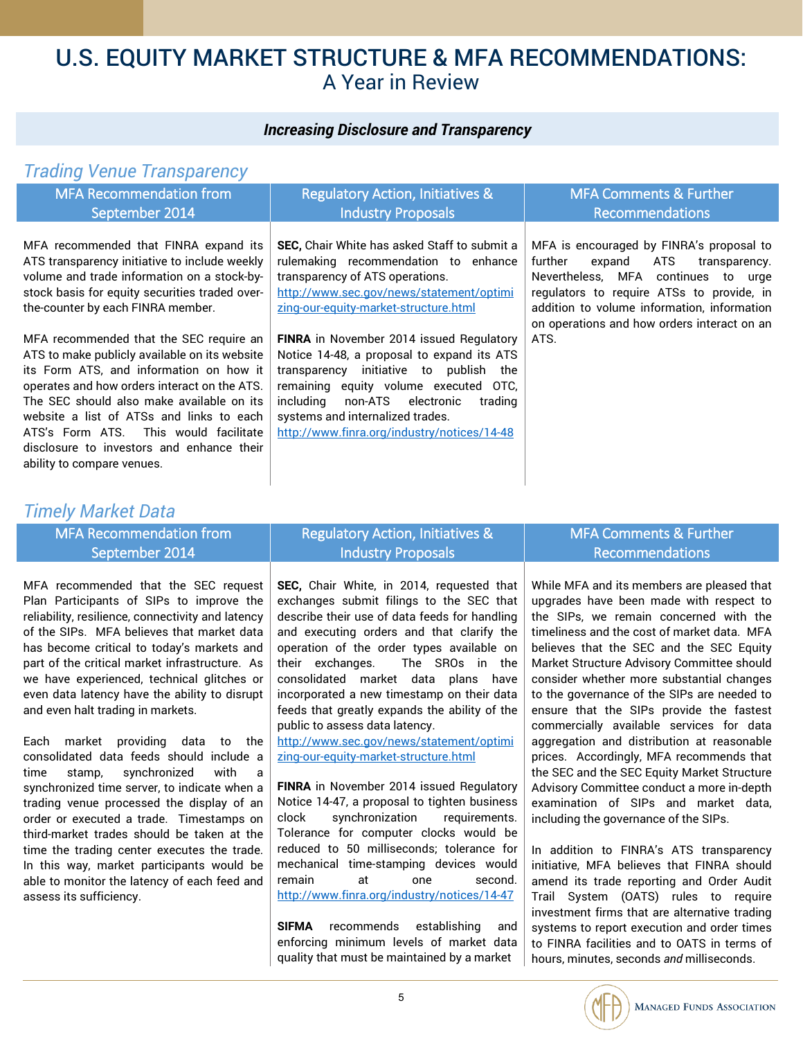# U.S. EQUITY MARKET STRUCTURE & MFA RECOMMENDATIONS:
## A Year in Review

### *Increasing Disclosure and Transparency*

### *Trading Venue Transparency*

| MFA Recommendation from September 2014 | Regulatory Action, Initiatives & Industry Proposals | MFA Comments & Further Recommendations |
|---|---|---|
| MFA recommended that FINRA expand its ATS transparency initiative to include weekly volume and trade information on a stock-by-stock basis for equity securities traded over-the-counter by each FINRA member.<br><br>MFA recommended that the SEC require an ATS to make publicly available on its website its Form ATS, and information on how it operates and how orders interact on the ATS. The SEC should also make available on its website a list of ATSs and links to each ATS's Form ATS. This would facilitate disclosure to investors and enhance their ability to compare venues. | **SEC,** Chair White has asked Staff to submit a rulemaking recommendation to enhance transparency of ATS operations.<br>http://www.sec.gov/news/statement/optimizing-our-equity-market-structure.html<br><br>**FINRA** in November 2014 issued Regulatory Notice 14-48, a proposal to expand its ATS transparency initiative to publish the remaining equity volume executed OTC, including non-ATS electronic trading systems and internalized trades.<br>http://www.finra.org/industry/notices/14-48 | MFA is encouraged by FINRA's proposal to further expand ATS transparency. Nevertheless, MFA continues to urge regulators to require ATSs to provide, in addition to volume information, information on operations and how orders interact on an ATS. |

### *Timely Market Data*

| MFA Recommendation from September 2014 | Regulatory Action, Initiatives & Industry Proposals | MFA Comments & Further Recommendations |
|---|---|---|
| MFA recommended that the SEC request Plan Participants of SIPs to improve the reliability, resilience, connectivity and latency of the SIPs. MFA believes that market data has become critical to today's markets and part of the critical market infrastructure. As we have experienced, technical glitches or even data latency have the ability to disrupt and even halt trading in markets.<br><br>Each market providing data to the consolidated data feeds should include a time stamp, synchronized with a synchronized time server, to indicate when a trading venue processed the display of an order or executed a trade. Timestamps on third-market trades should be taken at the time the trading center executes the trade. In this way, market participants would be able to monitor the latency of each feed and assess its sufficiency. | **SEC,** Chair White, in 2014, requested that exchanges submit filings to the SEC that describe their use of data feeds for handling and executing orders and that clarify the operation of the order types available on their exchanges. The SROs in the consolidated market data plans have incorporated a new timestamp on their data feeds that greatly expands the ability of the public to assess data latency.<br>http://www.sec.gov/news/statement/optimizing-our-equity-market-structure.html<br><br>**FINRA** in November 2014 issued Regulatory Notice 14-47, a proposal to tighten business clock synchronization requirements. Tolerance for computer clocks would be reduced to 50 milliseconds; tolerance for mechanical time-stamping devices would remain at one second.<br>http://www.finra.org/industry/notices/14-47<br><br>**SIFMA** recommends establishing and enforcing minimum levels of market data quality that must be maintained by a market | While MFA and its members are pleased that upgrades have been made with respect to the SIPs, we remain concerned with the timeliness and the cost of market data. MFA believes that the SEC and the SEC Equity Market Structure Advisory Committee should consider whether more substantial changes to the governance of the SIPs are needed to ensure that the SIPs provide the fastest commercially available services for data aggregation and distribution at reasonable prices. Accordingly, MFA recommends that the SEC and the SEC Equity Market Structure Advisory Committee conduct a more in-depth examination of SIPs and market data, including the governance of the SIPs.<br><br>In addition to FINRA's ATS transparency initiative, MFA believes that FINRA should amend its trade reporting and Order Audit Trail System (OATS) rules to require investment firms that are alternative trading systems to report execution and order times to FINRA facilities and to OATS in terms of hours, minutes, seconds *and* milliseconds. |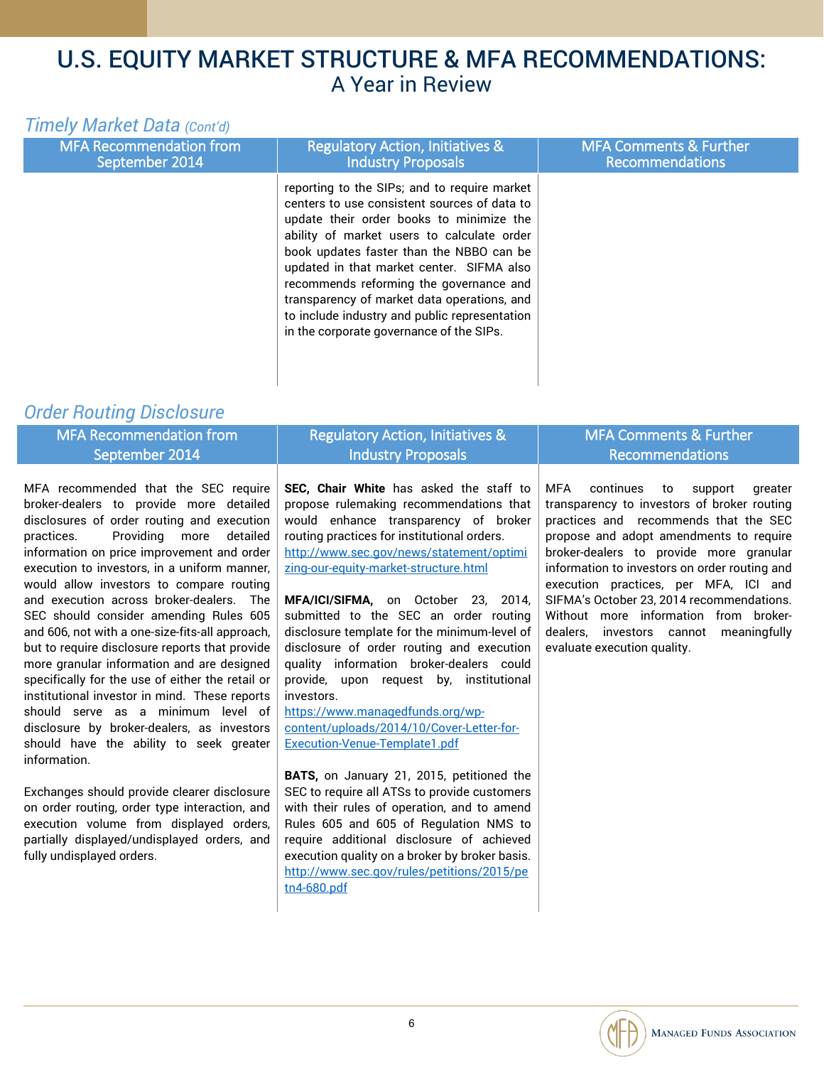# U.S. EQUITY MARKET STRUCTURE & MFA RECOMMENDATIONS:
A Year in Review

## *Timely Market Data (Cont'd)*

| MFA Recommendation from September 2014 | Regulatory Action, Initiatives & Industry Proposals | MFA Comments & Further Recommendations |
|---|---|---|
| | reporting to the SIPs; and to require market centers to use consistent sources of data to update their order books to minimize the ability of market users to calculate order book updates faster than the NBBO can be updated in that market center. SIFMA also recommends reforming the governance and transparency of market data operations, and to include industry and public representation in the corporate governance of the SIPs. | |

## *Order Routing Disclosure*

| MFA Recommendation from September 2014 | Regulatory Action, Initiatives & Industry Proposals | MFA Comments & Further Recommendations |
|---|---|---|
| MFA recommended that the SEC require broker-dealers to provide more detailed disclosures of order routing and execution practices. Providing more detailed information on price improvement and order execution to investors, in a uniform manner, would allow investors to compare routing and execution across broker-dealers. The SEC should consider amending Rules 605 and 606, not with a one-size-fits-all approach, but to require disclosure reports that provide more granular information and are designed specifically for the use of either the retail or institutional investor in mind. These reports should serve as a minimum level of disclosure by broker-dealers, as investors should have the ability to seek greater information.<br><br>Exchanges should provide clearer disclosure on order routing, order type interaction, and execution volume from displayed orders, partially displayed/undisplayed orders, and fully undisplayed orders. | **SEC, Chair White** has asked the staff to propose rulemaking recommendations that would enhance transparency of broker routing practices for institutional orders. http://www.sec.gov/news/statement/optimizing-our-equity-market-structure.html<br><br>**MFA/ICI/SIFMA,** on October 23, 2014, submitted to the SEC an order routing disclosure template for the minimum-level of disclosure of order routing and execution quality information broker-dealers could provide, upon request by, institutional investors. https://www.managedfunds.org/wp-content/uploads/2014/10/Cover-Letter-for-Execution-Venue-Template1.pdf<br><br>**BATS,** on January 21, 2015, petitioned the SEC to require all ATSs to provide customers with their rules of operation, and to amend Rules 605 and 605 of Regulation NMS to require additional disclosure of achieved execution quality on a broker by broker basis. http://www.sec.gov/rules/petitions/2015/petn4-680.pdf | MFA continues to support greater transparency to investors of broker routing practices and recommends that the SEC propose and adopt amendments to require broker-dealers to provide more granular information to investors on order routing and execution practices, per MFA, ICI and SIFMA's October 23, 2014 recommendations. Without more information from broker-dealers, investors cannot meaningfully evaluate execution quality. |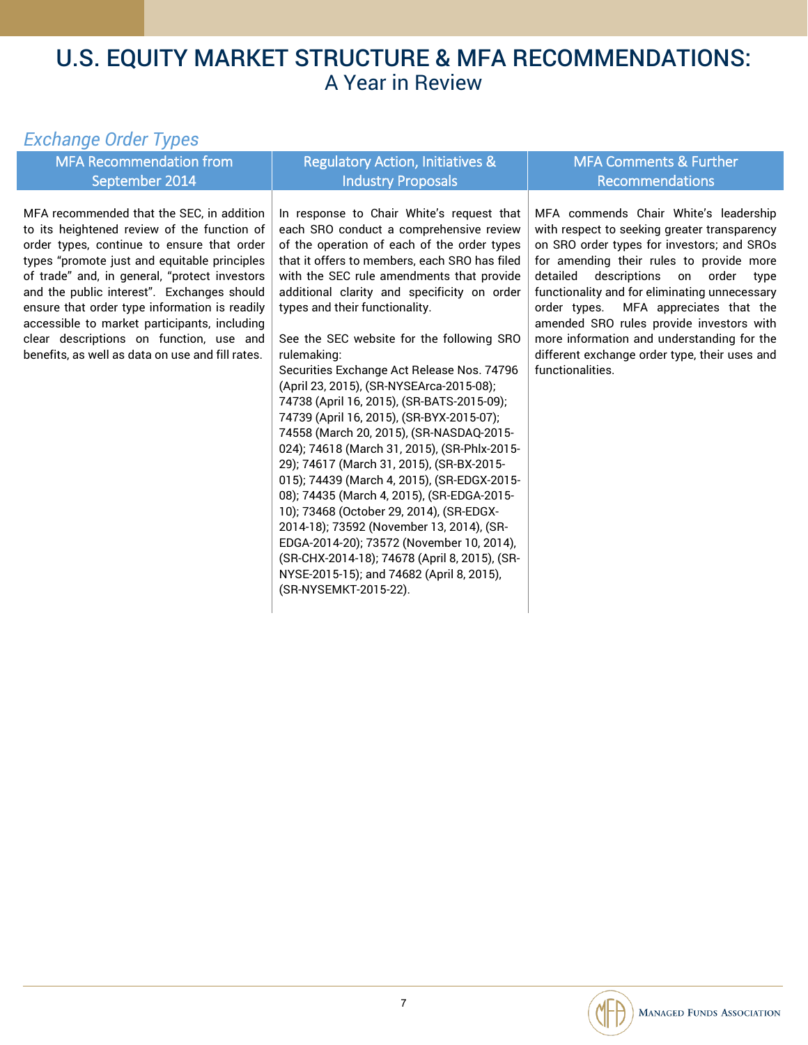# U.S. EQUITY MARKET STRUCTURE & MFA RECOMMENDATIONS:

## A Year in Review

### *Exchange Order Types*

| MFA Recommendation from September 2014 | Regulatory Action, Initiatives & Industry Proposals | MFA Comments & Further Recommendations |
|---|---|---|
| MFA recommended that the SEC, in addition to its heightened review of the function of order types, continue to ensure that order types "promote just and equitable principles of trade" and, in general, "protect investors and the public interest". Exchanges should ensure that order type information is readily accessible to market participants, including clear descriptions on function, use and benefits, as well as data on use and fill rates. | In response to Chair White's request that each SRO conduct a comprehensive review of the operation of each of the order types that it offers to members, each SRO has filed with the SEC rule amendments that provide additional clarity and specificity on order types and their functionality.<br><br>See the SEC website for the following SRO rulemaking:<br>Securities Exchange Act Release Nos. 74796 (April 23, 2015), (SR-NYSEArca-2015-08); 74738 (April 16, 2015), (SR-BATS-2015-09); 74739 (April 16, 2015), (SR-BYX-2015-07); 74558 (March 20, 2015), (SR-NASDAQ-2015-024); 74618 (March 31, 2015), (SR-Phlx-2015-29); 74617 (March 31, 2015), (SR-BX-2015-015); 74439 (March 4, 2015), (SR-EDGX-2015-08); 74435 (March 4, 2015), (SR-EDGA-2015-10); 73468 (October 29, 2014), (SR-EDGX-2014-18); 73592 (November 13, 2014), (SR-EDGA-2014-20); 73572 (November 10, 2014), (SR-CHX-2014-18); 74678 (April 8, 2015), (SR-NYSE-2015-15); and 74682 (April 8, 2015), (SR-NYSEMKT-2015-22). | MFA commends Chair White's leadership with respect to seeking greater transparency on SRO order types for investors; and SROs for amending their rules to provide more detailed descriptions on order type functionality and for eliminating unnecessary order types. MFA appreciates that the amended SRO rules provide investors with more information and understanding for the different exchange order type, their uses and functionalities. |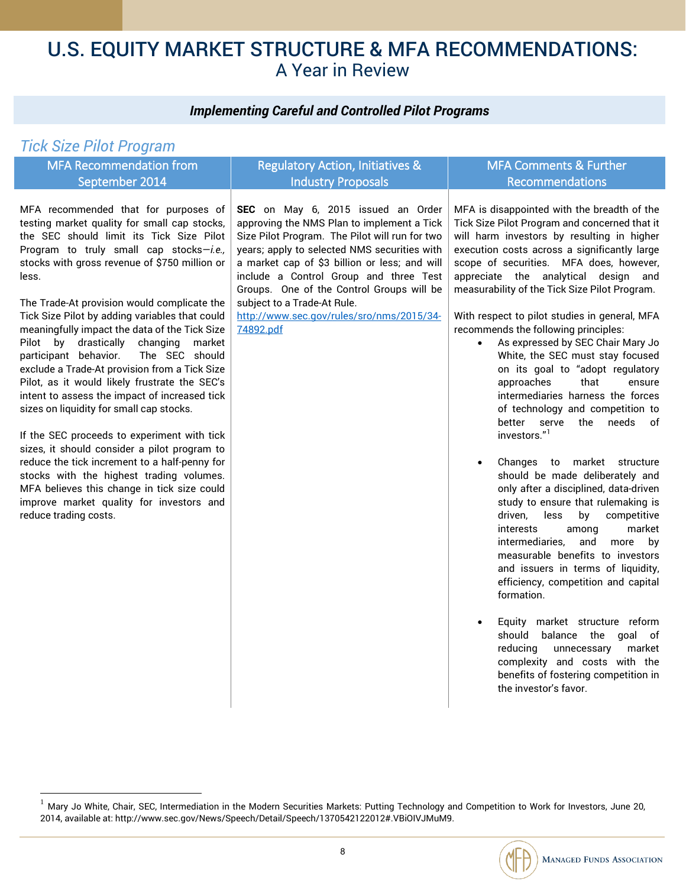# U.S. EQUITY MARKET STRUCTURE & MFA RECOMMENDATIONS:
## A Year in Review

### *Implementing Careful and Controlled Pilot Programs*

### *Tick Size Pilot Program*

| MFA Recommendation from September 2014 | Regulatory Action, Initiatives & Industry Proposals | MFA Comments & Further Recommendations |
|---|---|---|
| MFA recommended that for purposes of testing market quality for small cap stocks, the SEC should limit its Tick Size Pilot Program to truly small cap stocks—*i.e.,* stocks with gross revenue of $750 million or less.<br><br>The Trade-At provision would complicate the Tick Size Pilot by adding variables that could meaningfully impact the data of the Tick Size Pilot by drastically changing market participant behavior. The SEC should exclude a Trade-At provision from a Tick Size Pilot, as it would likely frustrate the SEC's intent to assess the impact of increased tick sizes on liquidity for small cap stocks.<br><br>If the SEC proceeds to experiment with tick sizes, it should consider a pilot program to reduce the tick increment to a half-penny for stocks with the highest trading volumes. MFA believes this change in tick size could improve market quality for investors and reduce trading costs. | **SEC** on May 6, 2015 issued an Order approving the NMS Plan to implement a Tick Size Pilot Program. The Pilot will run for two years; apply to selected NMS securities with a market cap of $3 billion or less; and will include a Control Group and three Test Groups. One of the Control Groups will be subject to a Trade-At Rule.<br>http://www.sec.gov/rules/sro/nms/2015/34-74892.pdf | MFA is disappointed with the breadth of the Tick Size Pilot Program and concerned that it will harm investors by resulting in higher execution costs across a significantly large scope of securities. MFA does, however, appreciate the analytical design and measurability of the Tick Size Pilot Program.<br><br>With respect to pilot studies in general, MFA recommends the following principles:<br>• As expressed by SEC Chair Mary Jo White, the SEC must stay focused on its goal to "adopt regulatory approaches that ensure intermediaries harness the forces of technology and competition to better serve the needs of investors."[1]<br>• Changes to market structure should be made deliberately and only after a disciplined, data-driven study to ensure that rulemaking is driven, less by competitive interests among market intermediaries, and more by measurable benefits to investors and issuers in terms of liquidity, efficiency, competition and capital formation.<br>• Equity market structure reform should balance the goal of reducing unnecessary market complexity and costs with the benefits of fostering competition in the investor's favor. |

[1] Mary Jo White, Chair, SEC, Intermediation in the Modern Securities Markets: Putting Technology and Competition to Work for Investors, June 20, 2014, available at: http://www.sec.gov/News/Speech/Detail/Speech/1370542122012#.VBiOIVJMuM9.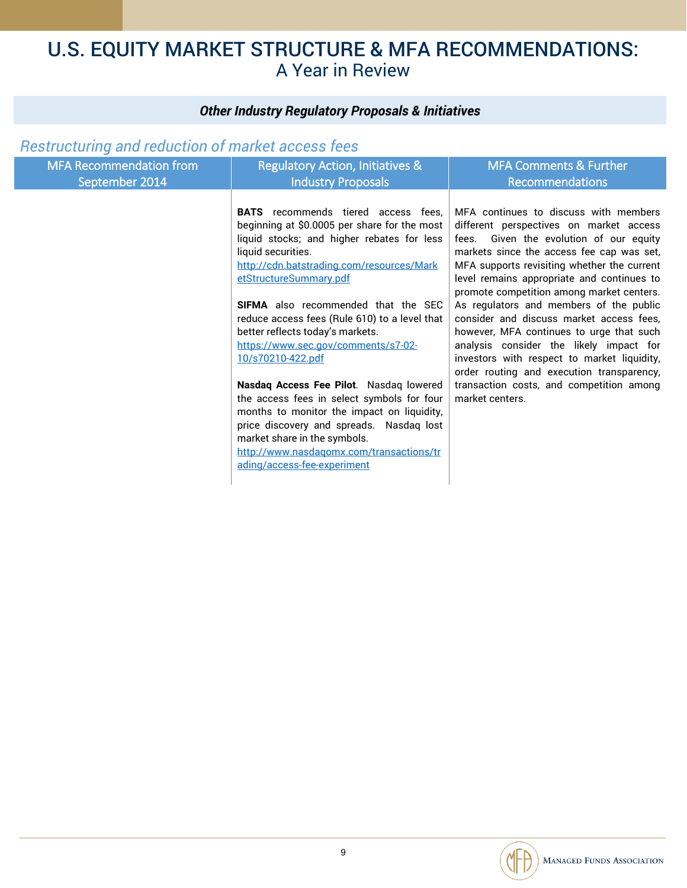# U.S. EQUITY MARKET STRUCTURE & MFA RECOMMENDATIONS:
## A Year in Review

### *Other Industry Regulatory Proposals & Initiatives*

### *Restructuring and reduction of market access fees*

| MFA Recommendation from September 2014 | Regulatory Action, Initiatives & Industry Proposals | MFA Comments & Further Recommendations |
|---|---|---|
| | **BATS** recommends tiered access fees, beginning at $0.0005 per share for the most liquid stocks; and higher rebates for less liquid securities. http://cdn.batstrading.com/resources/MarketStructureSummary.pdf<br><br>**SIFMA** also recommended that the SEC reduce access fees (Rule 610) to a level that better reflects today's markets. https://www.sec.gov/comments/s7-02-10/s70210-422.pdf<br><br>**Nasdaq Access Fee Pilot**. Nasdaq lowered the access fees in select symbols for four months to monitor the impact on liquidity, price discovery and spreads. Nasdaq lost market share in the symbols. http://www.nasdaqomx.com/transactions/trading/access-fee-experiment | MFA continues to discuss with members different perspectives on market access fees. Given the evolution of our equity markets since the access fee cap was set, MFA supports revisiting whether the current level remains appropriate and continues to promote competition among market centers. As regulators and members of the public consider and discuss market access fees, however, MFA continues to urge that such analysis consider the likely impact for investors with respect to market liquidity, order routing and execution transparency, transaction costs, and competition among market centers. |